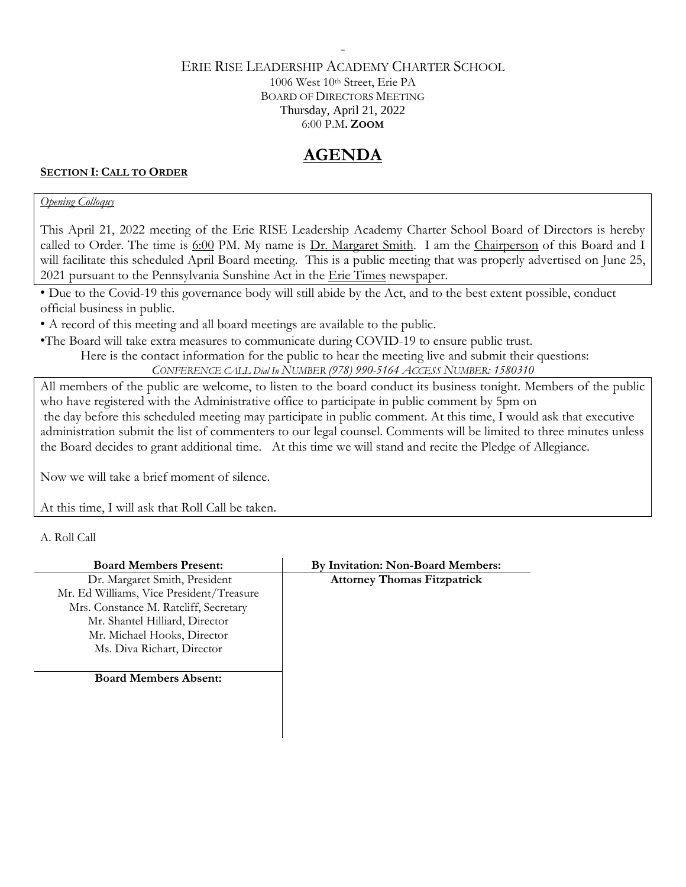-

ERIE RISE LEADERSHIP ACADEMY CHARTER SCHOOL

1006 West 10th Street, Erie PA

BOARD OF DIRECTORS MEETING

Thursday, April 21, 2022

6:00 P.M. **ZOOM**

# AGENDA

**SECTION I: CALL TO ORDER**

*Opening Colloquy*

This April 21, 2022 meeting of the Erie RISE Leadership Academy Charter School Board of Directors is hereby called to Order. The time is 6:00 PM. My name is Dr. Margaret Smith. I am the Chairperson of this Board and I will facilitate this scheduled April Board meeting. This is a public meeting that was properly advertised on June 25, 2021 pursuant to the Pennsylvania Sunshine Act in the Erie Times newspaper.

• Due to the Covid-19 this governance body will still abide by the Act, and to the best extent possible, conduct official business in public.

• A record of this meeting and all board meetings are available to the public.

• The Board will take extra measures to communicate during COVID-19 to ensure public trust.

Here is the contact information for the public to hear the meeting live and submit their questions:

*CONFERENCE CALL Dial In NUMBER (978) 990-5164 ACCESS NUMBER: 1580310*

All members of the public are welcome, to listen to the board conduct its business tonight. Members of the public who have registered with the Administrative office to participate in public comment by 5pm on the day before this scheduled meeting may participate in public comment. At this time, I would ask that executive administration submit the list of commenters to our legal counsel. Comments will be limited to three minutes unless the Board decides to grant additional time. At this time we will stand and recite the Pledge of Allegiance.

Now we will take a brief moment of silence.

At this time, I will ask that Roll Call be taken.

A. Roll Call

| Board Members Present: | By Invitation: Non-Board Members: |
|---|---|
| Dr. Margaret Smith, President | **Attorney Thomas Fitzpatrick** |
| Mr. Ed Williams, Vice President/Treasure | |
| Mrs. Constance M. Ratcliff, Secretary | |
| Mr. Shantel Hilliard, Director | |
| Mr. Michael Hooks, Director | |
| Ms. Diva Richart, Director | |
| **Board Members Absent:** | |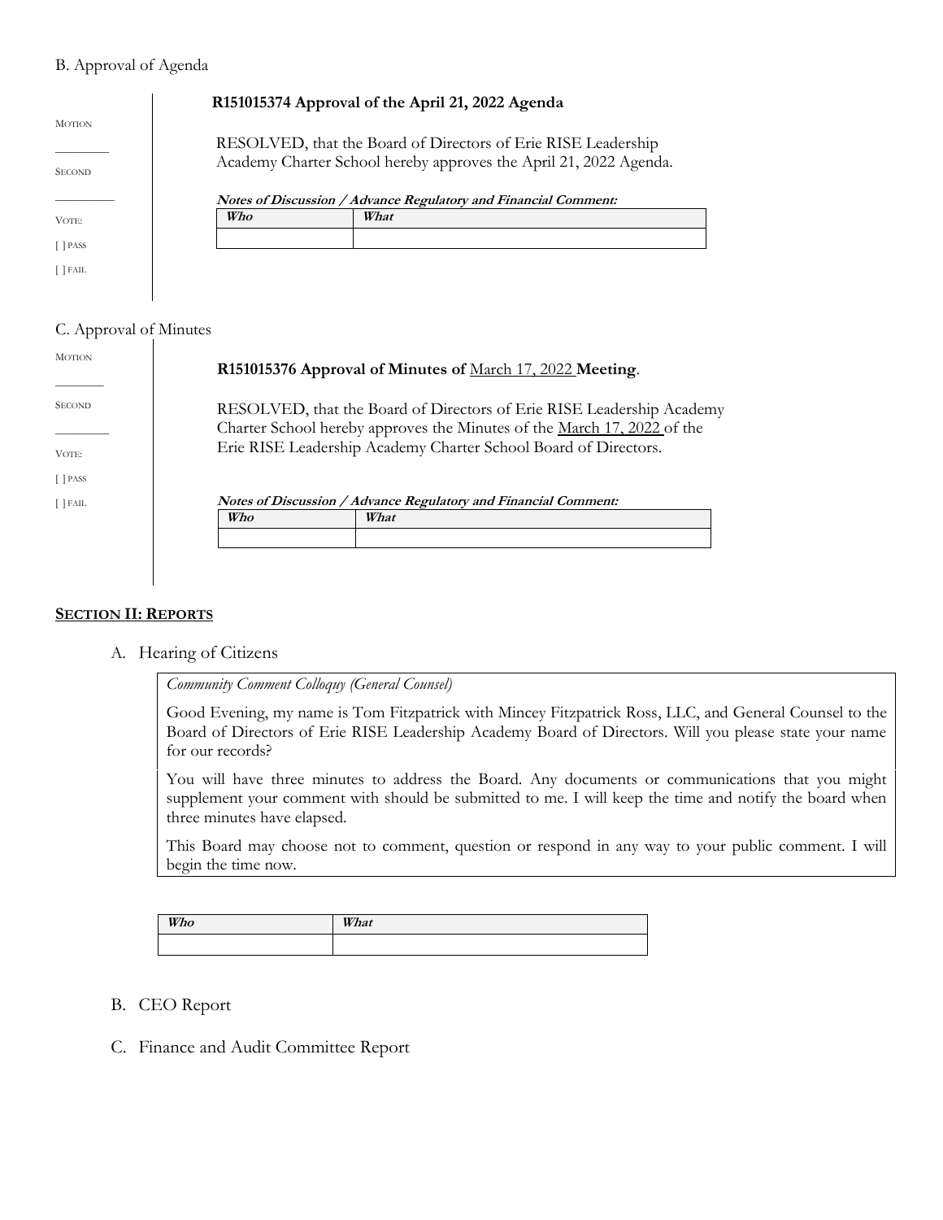B. Approval of Agenda

MOTION

________

SECOND

________

VOTE:

[ ] PASS

[ ] FAIL

**R151015374 Approval of the April 21, 2022 Agenda**

RESOLVED, that the Board of Directors of Erie RISE Leadership Academy Charter School hereby approves the April 21, 2022 Agenda.

***Notes of Discussion / Advance Regulatory and Financial Comment:***

| *Who* | *What* |
|---|---|
| | |

C. Approval of Minutes

MOTION

________

SECOND

________

VOTE:

[ ] PASS

[ ] FAIL

**R151015376 Approval of Minutes of** March 17, 2022 **Meeting**.

RESOLVED, that the Board of Directors of Erie RISE Leadership Academy Charter School hereby approves the Minutes of the March 17, 2022 of the Erie RISE Leadership Academy Charter School Board of Directors.

***Notes of Discussion / Advance Regulatory and Financial Comment:***

| *Who* | *What* |
|---|---|
| | |

## SECTION II: REPORTS

A. Hearing of Citizens

*Community Comment Colloquy (General Counsel)*

Good Evening, my name is Tom Fitzpatrick with Mincey Fitzpatrick Ross, LLC, and General Counsel to the Board of Directors of Erie RISE Leadership Academy Board of Directors. Will you please state your name for our records?

You will have three minutes to address the Board. Any documents or communications that you might supplement your comment with should be submitted to me. I will keep the time and notify the board when three minutes have elapsed.

This Board may choose not to comment, question or respond in any way to your public comment. I will begin the time now.

| *Who* | *What* |
|---|---|
| | |

B. CEO Report

C. Finance and Audit Committee Report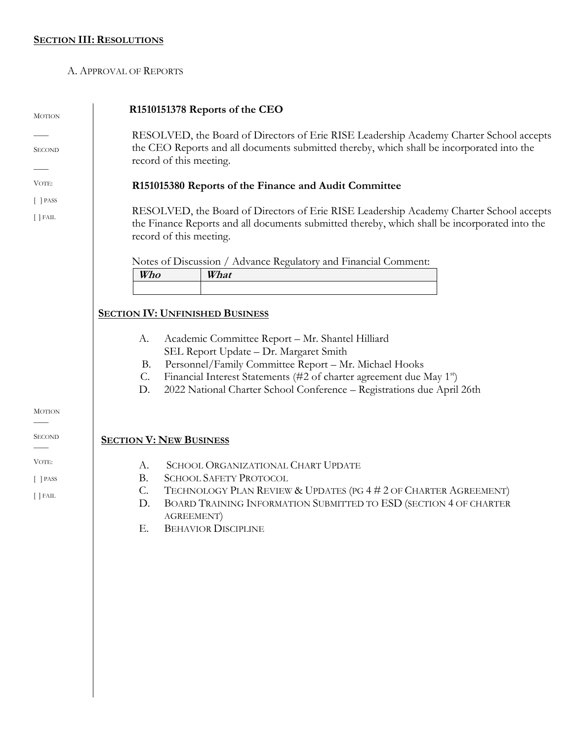**SECTION III: RESOLUTIONS**

A. APPROVAL OF REPORTS

MOTION

\_\_\_\_

SECOND

\_\_\_\_

VOTE:

[ ] PASS

[ ] FAIL

**R1510151378 Reports of the CEO**

RESOLVED, the Board of Directors of Erie RISE Leadership Academy Charter School accepts the CEO Reports and all documents submitted thereby, which shall be incorporated into the record of this meeting.

**R151015380 Reports of the Finance and Audit Committee**

RESOLVED, the Board of Directors of Erie RISE Leadership Academy Charter School accepts the Finance Reports and all documents submitted thereby, which shall be incorporated into the record of this meeting.

Notes of Discussion / Advance Regulatory and Financial Comment:

| ***Who*** | ***What*** |
|---|---|
| | |

**SECTION IV: UNFINISHED BUSINESS**

A. Academic Committee Report – Mr. Shantel Hilliard
   SEL Report Update – Dr. Margaret Smith
B. Personnel/Family Committee Report – Mr. Michael Hooks
C. Financial Interest Statements (#2 of charter agreement due May 1st)
D. 2022 National Charter School Conference – Registrations due April 26th

MOTION

\_\_\_\_

SECOND

\_\_\_\_

VOTE:

[ ] PASS

[ ] FAIL

**SECTION V: NEW BUSINESS**

A. SCHOOL ORGANIZATIONAL CHART UPDATE
B. SCHOOL SAFETY PROTOCOL
C. TECHNOLOGY PLAN REVIEW & UPDATES (PG 4 # 2 OF CHARTER AGREEMENT)
D. BOARD TRAINING INFORMATION SUBMITTED TO ESD (SECTION 4 OF CHARTER AGREEMENT)
E. BEHAVIOR DISCIPLINE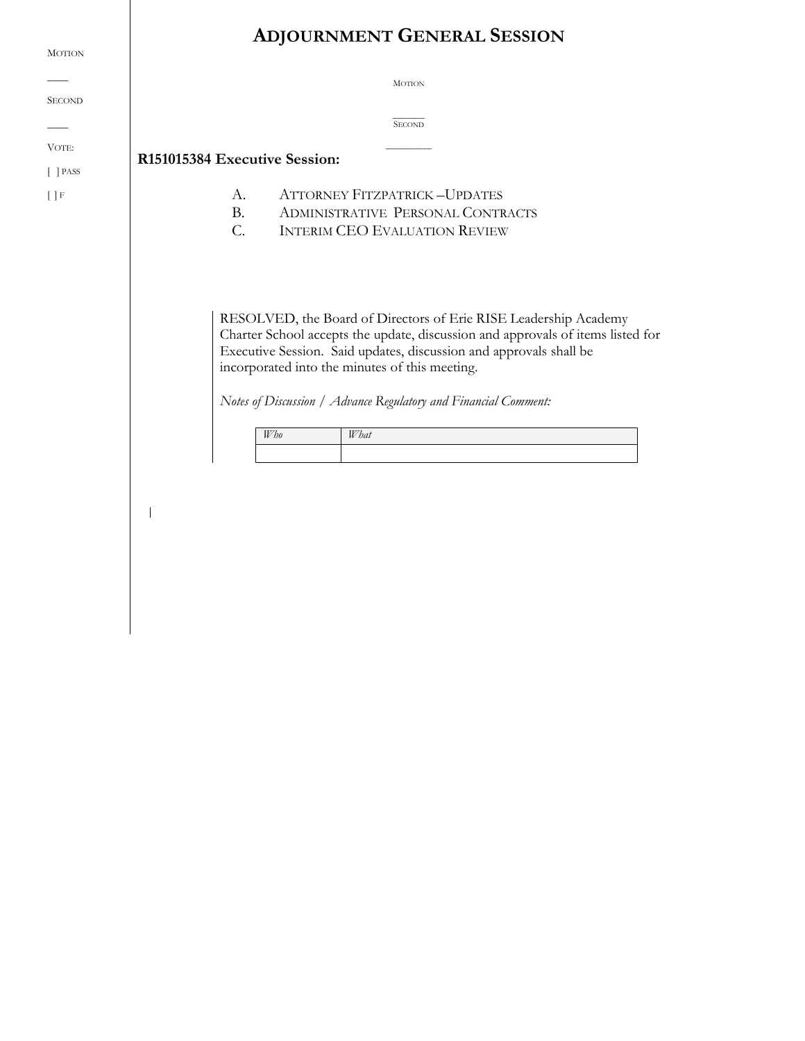MOTION

___

SECOND

___

VOTE:

[ ] PASS

[ ] F

# ADJOURNMENT GENERAL SESSION

MOTION

______

SECOND

________

**R151015384 Executive Session:**

A. ATTORNEY FITZPATRICK –UPDATES

B. ADMINISTRATIVE PERSONAL CONTRACTS

C. INTERIM CEO EVALUATION REVIEW

RESOLVED, the Board of Directors of Erie RISE Leadership Academy Charter School accepts the update, discussion and approvals of items listed for Executive Session. Said updates, discussion and approvals shall be incorporated into the minutes of this meeting.

*Notes of Discussion / Advance Regulatory and Financial Comment:*

| *Who* | *What* |
| --- | --- |
| | |